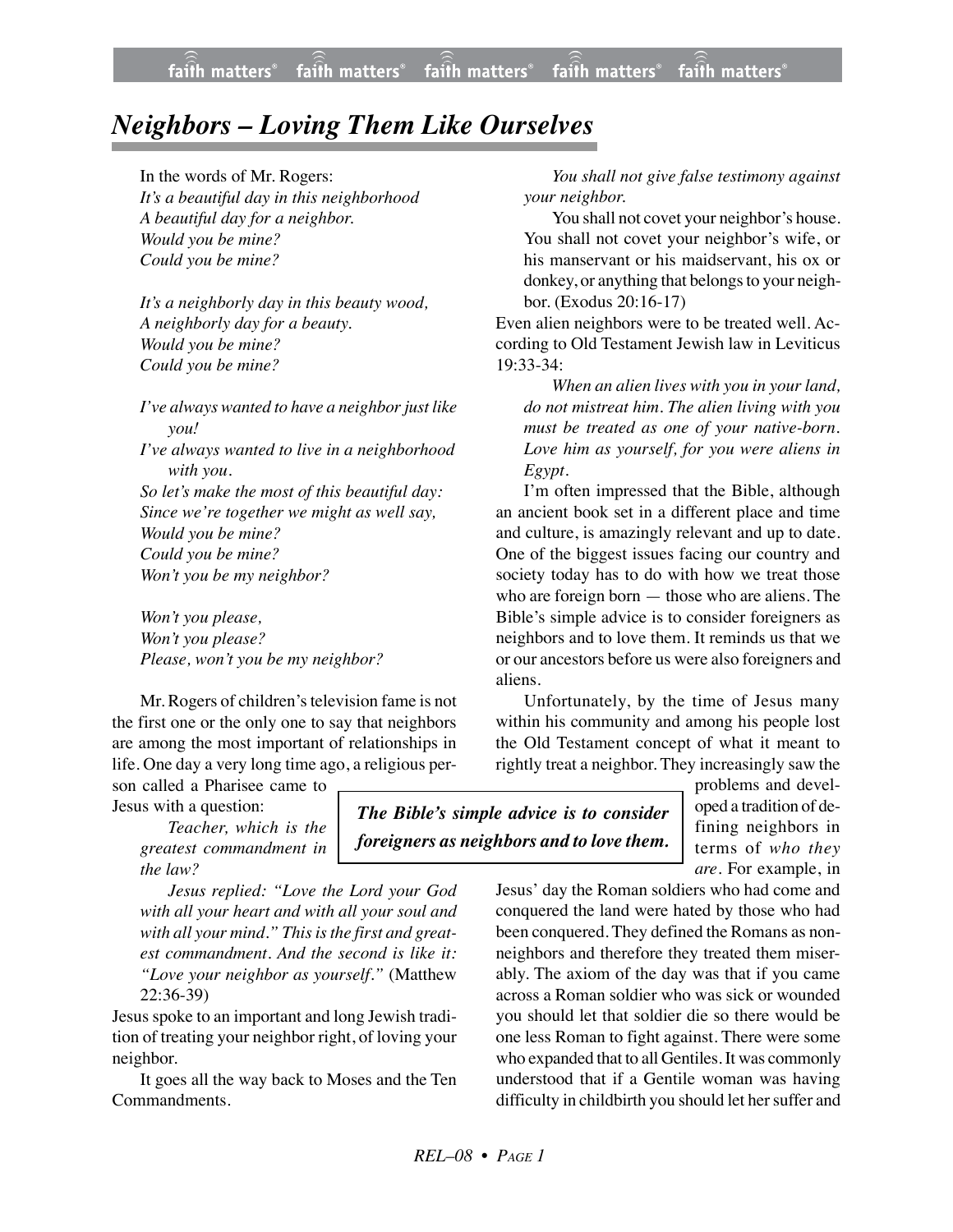# *Neighbors – Loving Them Like Ourselves*

In the words of Mr. Rogers:
*It's a beautiful day in this neighborhood*
*A beautiful day for a neighbor.*
*Would you be mine?*
*Could you be mine?*

*It's a neighborly day in this beauty wood,*
*A neighborly day for a beauty.*
*Would you be mine?*
*Could you be mine?*

*I've always wanted to have a neighbor just like you!*
*I've always wanted to live in a neighborhood with you.*
*So let's make the most of this beautiful day:*
*Since we're together we might as well say,*
*Would you be mine?*
*Could you be mine?*
*Won't you be my neighbor?*

*Won't you please,*
*Won't you please?*
*Please, won't you be my neighbor?*

Mr. Rogers of children's television fame is not the first one or the only one to say that neighbors are among the most important of relationships in life. One day a very long time ago, a religious person called a Pharisee came to Jesus with a question:

> *Teacher, which is the greatest commandment in the law?*
>
> *Jesus replied: "Love the Lord your God with all your heart and with all your soul and with all your mind." This is the first and greatest commandment. And the second is like it: "Love your neighbor as yourself."* (Matthew 22:36-39)

Jesus spoke to an important and long Jewish tradition of treating your neighbor right, of loving your neighbor.

It goes all the way back to Moses and the Ten Commandments.

> *You shall not give false testimony against your neighbor.*
>
> You shall not covet your neighbor's house. You shall not covet your neighbor's wife, or his manservant or his maidservant, his ox or donkey, or anything that belongs to your neighbor. (Exodus 20:16-17)

Even alien neighbors were to be treated well. According to Old Testament Jewish law in Leviticus 19:33-34:

> *When an alien lives with you in your land, do not mistreat him. The alien living with you must be treated as one of your native-born. Love him as yourself, for you were aliens in Egypt.*

I'm often impressed that the Bible, although an ancient book set in a different place and time and culture, is amazingly relevant and up to date. One of the biggest issues facing our country and society today has to do with how we treat those who are foreign born — those who are aliens. The Bible's simple advice is to consider foreigners as neighbors and to love them. It reminds us that we or our ancestors before us were also foreigners and aliens.

**_The Bible's simple advice is to consider foreigners as neighbors and to love them._**

Unfortunately, by the time of Jesus many within his community and among his people lost the Old Testament concept of what it meant to rightly treat a neighbor. They increasingly saw the problems and developed a tradition of defining neighbors in terms of *who they are*. For example, in Jesus' day the Roman soldiers who had come and conquered the land were hated by those who had been conquered. They defined the Romans as non-neighbors and therefore they treated them miserably. The axiom of the day was that if you came across a Roman soldier who was sick or wounded you should let that soldier die so there would be one less Roman to fight against. There were some who expanded that to all Gentiles. It was commonly understood that if a Gentile woman was having difficulty in childbirth you should let her suffer and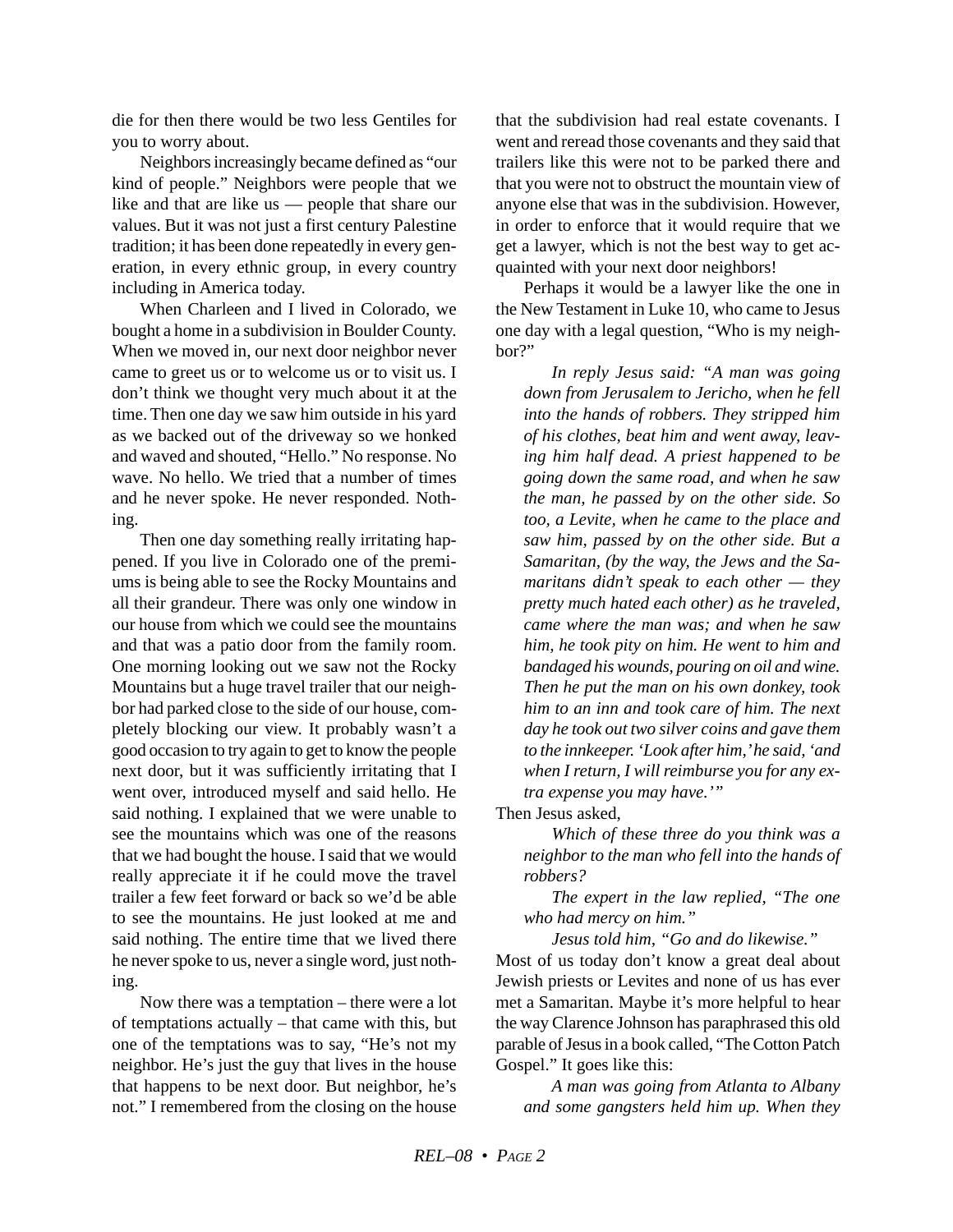die for then there would be two less Gentiles for you to worry about.

Neighbors increasingly became defined as "our kind of people." Neighbors were people that we like and that are like us — people that share our values. But it was not just a first century Palestine tradition; it has been done repeatedly in every generation, in every ethnic group, in every country including in America today.

When Charleen and I lived in Colorado, we bought a home in a subdivision in Boulder County. When we moved in, our next door neighbor never came to greet us or to welcome us or to visit us. I don't think we thought very much about it at the time. Then one day we saw him outside in his yard as we backed out of the driveway so we honked and waved and shouted, "Hello." No response. No wave. No hello. We tried that a number of times and he never spoke. He never responded. Nothing.

Then one day something really irritating happened. If you live in Colorado one of the premiums is being able to see the Rocky Mountains and all their grandeur. There was only one window in our house from which we could see the mountains and that was a patio door from the family room. One morning looking out we saw not the Rocky Mountains but a huge travel trailer that our neighbor had parked close to the side of our house, completely blocking our view. It probably wasn't a good occasion to try again to get to know the people next door, but it was sufficiently irritating that I went over, introduced myself and said hello. He said nothing. I explained that we were unable to see the mountains which was one of the reasons that we had bought the house. I said that we would really appreciate it if he could move the travel trailer a few feet forward or back so we'd be able to see the mountains. He just looked at me and said nothing. The entire time that we lived there he never spoke to us, never a single word, just nothing.

Now there was a temptation – there were a lot of temptations actually – that came with this, but one of the temptations was to say, "He's not my neighbor. He's just the guy that lives in the house that happens to be next door. But neighbor, he's not." I remembered from the closing on the house that the subdivision had real estate covenants. I went and reread those covenants and they said that trailers like this were not to be parked there and that you were not to obstruct the mountain view of anyone else that was in the subdivision. However, in order to enforce that it would require that we get a lawyer, which is not the best way to get acquainted with your next door neighbors!

Perhaps it would be a lawyer like the one in the New Testament in Luke 10, who came to Jesus one day with a legal question, "Who is my neighbor?"

> *In reply Jesus said: "A man was going down from Jerusalem to Jericho, when he fell into the hands of robbers. They stripped him of his clothes, beat him and went away, leaving him half dead. A priest happened to be going down the same road, and when he saw the man, he passed by on the other side. So too, a Levite, when he came to the place and saw him, passed by on the other side. But a Samaritan, (by the way, the Jews and the Samaritans didn't speak to each other — they pretty much hated each other) as he traveled, came where the man was; and when he saw him, he took pity on him. He went to him and bandaged his wounds, pouring on oil and wine. Then he put the man on his own donkey, took him to an inn and took care of him. The next day he took out two silver coins and gave them to the innkeeper. 'Look after him,' he said, 'and when I return, I will reimburse you for any extra expense you may have.'"*

Then Jesus asked,

> *Which of these three do you think was a neighbor to the man who fell into the hands of robbers?*
>
> *The expert in the law replied, "The one who had mercy on him."*
>
> *Jesus told him, "Go and do likewise."*

Most of us today don't know a great deal about Jewish priests or Levites and none of us has ever met a Samaritan. Maybe it's more helpful to hear the way Clarence Johnson has paraphrased this old parable of Jesus in a book called, "The Cotton Patch Gospel." It goes like this:

> *A man was going from Atlanta to Albany and some gangsters held him up. When they*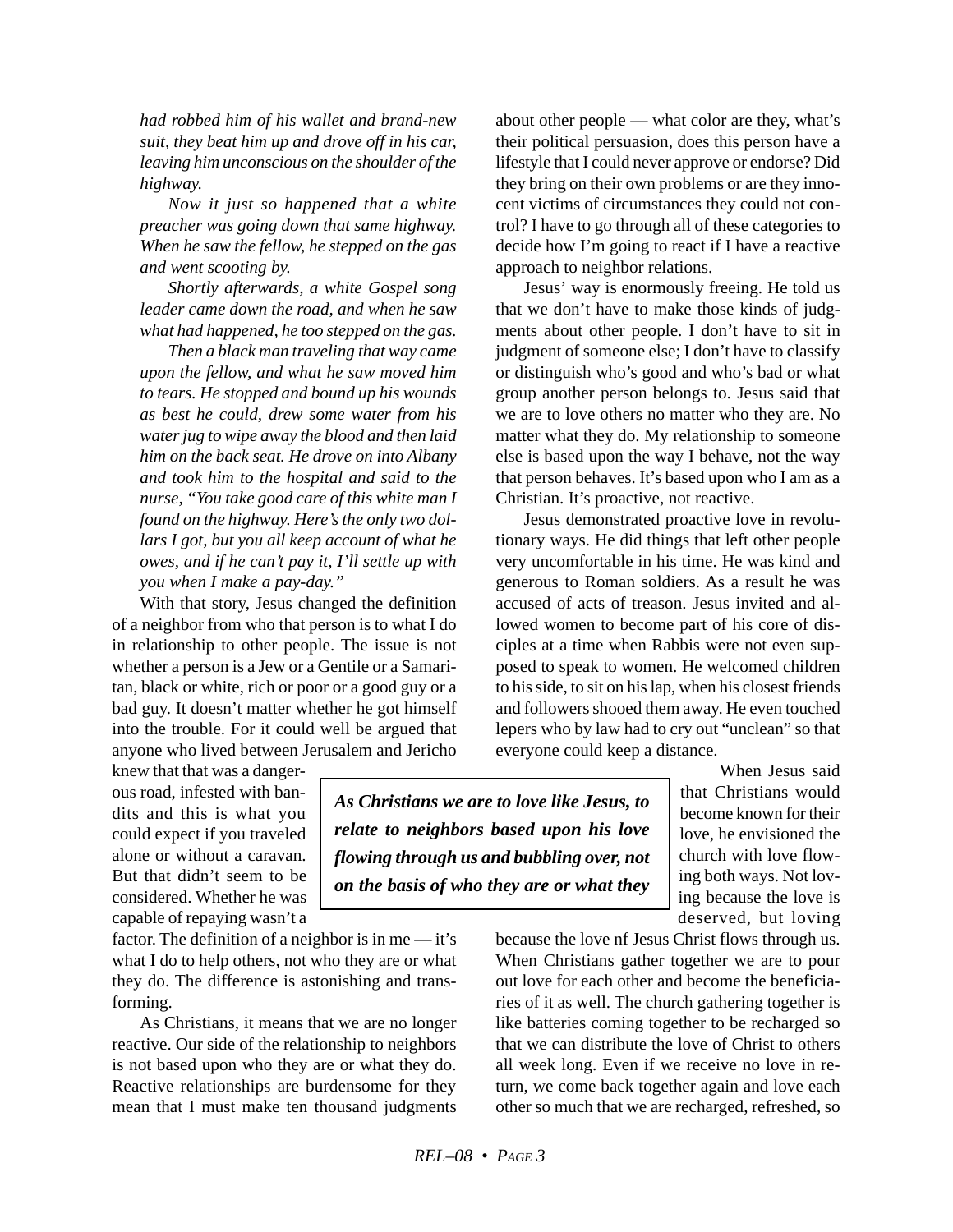*had robbed him of his wallet and brand-new suit, they beat him up and drove off in his car, leaving him unconscious on the shoulder of the highway.*

*Now it just so happened that a white preacher was going down that same highway. When he saw the fellow, he stepped on the gas and went scooting by.*

*Shortly afterwards, a white Gospel song leader came down the road, and when he saw what had happened, he too stepped on the gas.*

*Then a black man traveling that way came upon the fellow, and what he saw moved him to tears. He stopped and bound up his wounds as best he could, drew some water from his water jug to wipe away the blood and then laid him on the back seat. He drove on into Albany and took him to the hospital and said to the nurse, "You take good care of this white man I found on the highway. Here's the only two dollars I got, but you all keep account of what he owes, and if he can't pay it, I'll settle up with you when I make a pay-day."*

With that story, Jesus changed the definition of a neighbor from who that person is to what I do in relationship to other people. The issue is not whether a person is a Jew or a Gentile or a Samaritan, black or white, rich or poor or a good guy or a bad guy. It doesn't matter whether he got himself into the trouble. For it could well be argued that anyone who lived between Jerusalem and Jericho knew that that was a dangerous road, infested with bandits and this is what you could expect if you traveled alone or without a caravan. But that didn't seem to be considered. Whether he was capable of repaying wasn't a factor. The definition of a neighbor is in me — it's what I do to help others, not who they are or what they do. The difference is astonishing and transforming.

As Christians, it means that we are no longer reactive. Our side of the relationship to neighbors is not based upon who they are or what they do. Reactive relationships are burdensome for they mean that I must make ten thousand judgments about other people — what color are they, what's their political persuasion, does this person have a lifestyle that I could never approve or endorse? Did they bring on their own problems or are they innocent victims of circumstances they could not control? I have to go through all of these categories to decide how I'm going to react if I have a reactive approach to neighbor relations.

Jesus' way is enormously freeing. He told us that we don't have to make those kinds of judgments about other people. I don't have to sit in judgment of someone else; I don't have to classify or distinguish who's good and who's bad or what group another person belongs to. Jesus said that we are to love others no matter who they are. No matter what they do. My relationship to someone else is based upon the way I behave, not the way that person behaves. It's based upon who I am as a Christian. It's proactive, not reactive.

Jesus demonstrated proactive love in revolutionary ways. He did things that left other people very uncomfortable in his time. He was kind and generous to Roman soldiers. As a result he was accused of acts of treason. Jesus invited and allowed women to become part of his core of disciples at a time when Rabbis were not even supposed to speak to women. He welcomed children to his side, to sit on his lap, when his closest friends and followers shooed them away. He even touched lepers who by law had to cry out "unclean" so that everyone could keep a distance.

> ***As Christians we are to love like Jesus, to relate to neighbors based upon his love flowing through us and bubbling over, not on the basis of who they are or what they***

When Jesus said that Christians would become known for their love, he envisioned the church with love flowing both ways. Not loving because the love is deserved, but loving because the love nf Jesus Christ flows through us. When Christians gather together we are to pour out love for each other and become the beneficiaries of it as well. The church gathering together is like batteries coming together to be recharged so that we can distribute the love of Christ to others all week long. Even if we receive no love in return, we come back together again and love each other so much that we are recharged, refreshed, so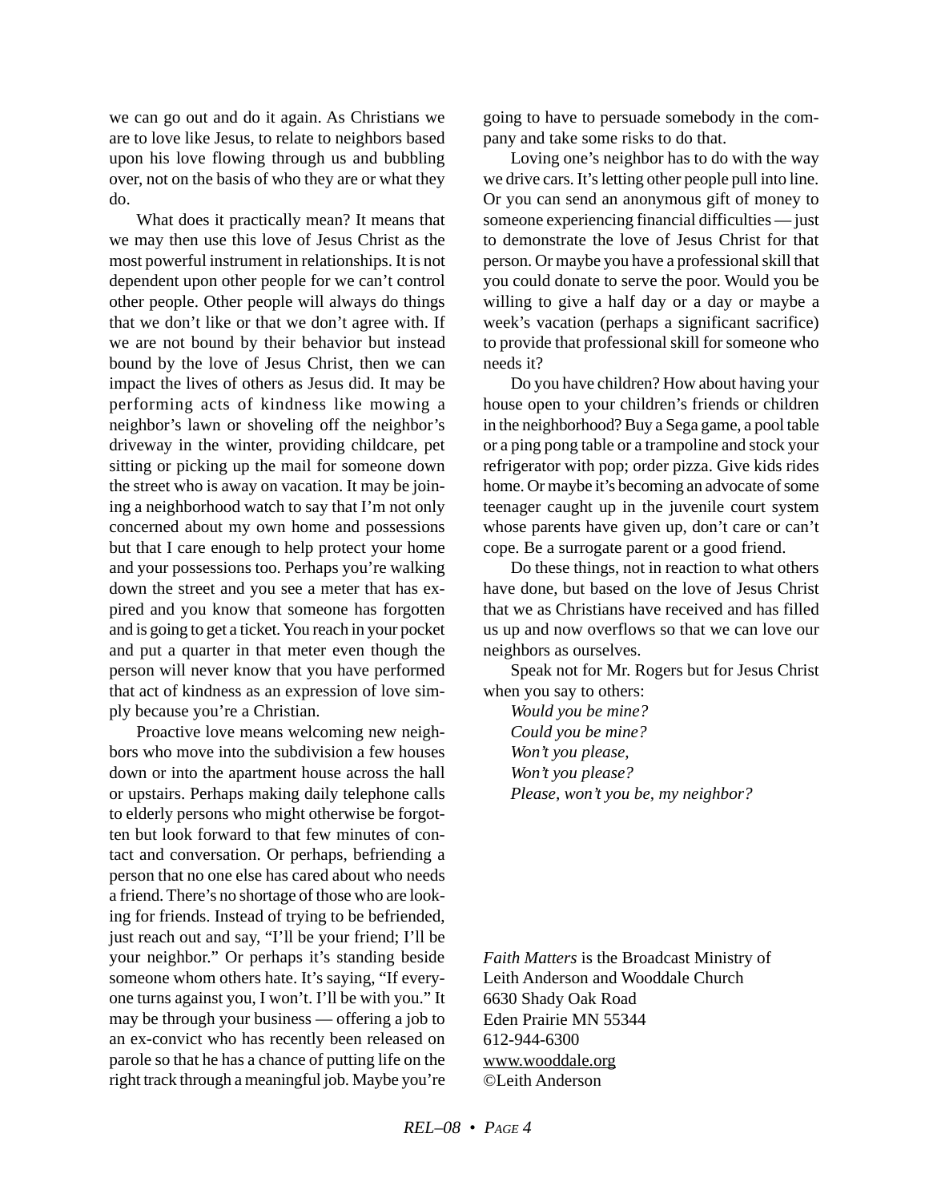we can go out and do it again. As Christians we are to love like Jesus, to relate to neighbors based upon his love flowing through us and bubbling over, not on the basis of who they are or what they do.

What does it practically mean? It means that we may then use this love of Jesus Christ as the most powerful instrument in relationships. It is not dependent upon other people for we can't control other people. Other people will always do things that we don't like or that we don't agree with. If we are not bound by their behavior but instead bound by the love of Jesus Christ, then we can impact the lives of others as Jesus did. It may be performing acts of kindness like mowing a neighbor's lawn or shoveling off the neighbor's driveway in the winter, providing childcare, pet sitting or picking up the mail for someone down the street who is away on vacation. It may be joining a neighborhood watch to say that I'm not only concerned about my own home and possessions but that I care enough to help protect your home and your possessions too. Perhaps you're walking down the street and you see a meter that has expired and you know that someone has forgotten and is going to get a ticket. You reach in your pocket and put a quarter in that meter even though the person will never know that you have performed that act of kindness as an expression of love simply because you're a Christian.

Proactive love means welcoming new neighbors who move into the subdivision a few houses down or into the apartment house across the hall or upstairs. Perhaps making daily telephone calls to elderly persons who might otherwise be forgotten but look forward to that few minutes of contact and conversation. Or perhaps, befriending a person that no one else has cared about who needs a friend. There's no shortage of those who are looking for friends. Instead of trying to be befriended, just reach out and say, "I'll be your friend; I'll be your neighbor." Or perhaps it's standing beside someone whom others hate. It's saying, "If everyone turns against you, I won't. I'll be with you." It may be through your business — offering a job to an ex-convict who has recently been released on parole so that he has a chance of putting life on the right track through a meaningful job. Maybe you're going to have to persuade somebody in the company and take some risks to do that.

Loving one's neighbor has to do with the way we drive cars. It's letting other people pull into line. Or you can send an anonymous gift of money to someone experiencing financial difficulties — just to demonstrate the love of Jesus Christ for that person. Or maybe you have a professional skill that you could donate to serve the poor. Would you be willing to give a half day or a day or maybe a week's vacation (perhaps a significant sacrifice) to provide that professional skill for someone who needs it?

Do you have children? How about having your house open to your children's friends or children in the neighborhood? Buy a Sega game, a pool table or a ping pong table or a trampoline and stock your refrigerator with pop; order pizza. Give kids rides home. Or maybe it's becoming an advocate of some teenager caught up in the juvenile court system whose parents have given up, don't care or can't cope. Be a surrogate parent or a good friend.

Do these things, not in reaction to what others have done, but based on the love of Jesus Christ that we as Christians have received and has filled us up and now overflows so that we can love our neighbors as ourselves.

Speak not for Mr. Rogers but for Jesus Christ when you say to others:

*Would you be mine?*
*Could you be mine?*
*Won't you please,*
*Won't you please?*
*Please, won't you be, my neighbor?*

*Faith Matters* is the Broadcast Ministry of
Leith Anderson and Wooddale Church
6630 Shady Oak Road
Eden Prairie MN 55344
612-944-6300
www.wooddale.org
©Leith Anderson